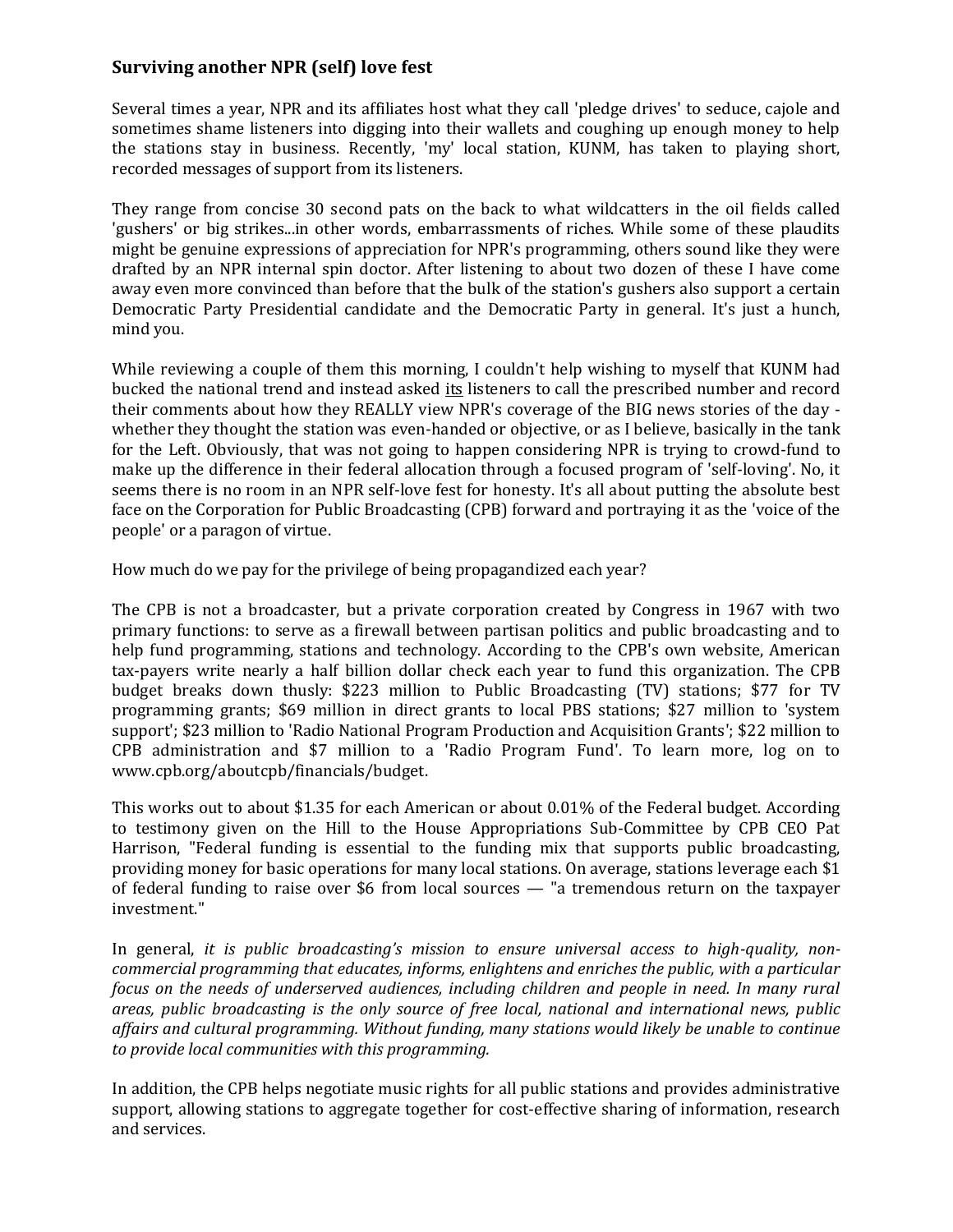## Surviving another NPR (self) love fest

Several times a year, NPR and its affiliates host what they call 'pledge drives' to seduce, cajole and sometimes shame listeners into digging into their wallets and coughing up enough money to help the stations stay in business. Recently, 'my' local station, KUNM, has taken to playing short, recorded messages of support from its listeners.

They range from concise 30 second pats on the back to what wildcatters in the oil fields called 'gushers' or big strikes...in other words, embarrassments of riches. While some of these plaudits might be genuine expressions of appreciation for NPR's programming, others sound like they were drafted by an NPR internal spin doctor. After listening to about two dozen of these I have come away even more convinced than before that the bulk of the station's gushers also support a certain Democratic Party Presidential candidate and the Democratic Party in general. It's just a hunch, mind you.

While reviewing a couple of them this morning, I couldn't help wishing to myself that KUNM had bucked the national trend and instead asked <u>its</u> listeners to call the prescribed number and record their comments about how they REALLY view NPR's coverage of the BIG news stories of the day - whether they thought the station was even-handed or objective, or as I believe, basically in the tank for the Left. Obviously, that was not going to happen considering NPR is trying to crowd-fund to make up the difference in their federal allocation through a focused program of 'self-loving'. No, it seems there is no room in an NPR self-love fest for honesty. It's all about putting the absolute best face on the Corporation for Public Broadcasting (CPB) forward and portraying it as the 'voice of the people' or a paragon of virtue.

How much do we pay for the privilege of being propagandized each year?

The CPB is not a broadcaster, but a private corporation created by Congress in 1967 with two primary functions: to serve as a firewall between partisan politics and public broadcasting and to help fund programming, stations and technology. According to the CPB's own website, American tax-payers write nearly a half billion dollar check each year to fund this organization. The CPB budget breaks down thusly: $223 million to Public Broadcasting (TV) stations; $77 for TV programming grants; $69 million in direct grants to local PBS stations; $27 million to 'system support'; $23 million to 'Radio National Program Production and Acquisition Grants'; $22 million to CPB administration and $7 million to a 'Radio Program Fund'. To learn more, log on to www.cpb.org/aboutcpb/financials/budget.

This works out to about $1.35 for each American or about 0.01% of the Federal budget. According to testimony given on the Hill to the House Appropriations Sub-Committee by CPB CEO Pat Harrison, "Federal funding is essential to the funding mix that supports public broadcasting, providing money for basic operations for many local stations. On average, stations leverage each $1 of federal funding to raise over $6 from local sources — "a tremendous return on the taxpayer investment."

In general, *it is public broadcasting's mission to ensure universal access to high-quality, non-commercial programming that educates, informs, enlightens and enriches the public, with a particular focus on the needs of underserved audiences, including children and people in need. In many rural areas, public broadcasting is the only source of free local, national and international news, public affairs and cultural programming. Without funding, many stations would likely be unable to continue to provide local communities with this programming.*

In addition, the CPB helps negotiate music rights for all public stations and provides administrative support, allowing stations to aggregate together for cost-effective sharing of information, research and services.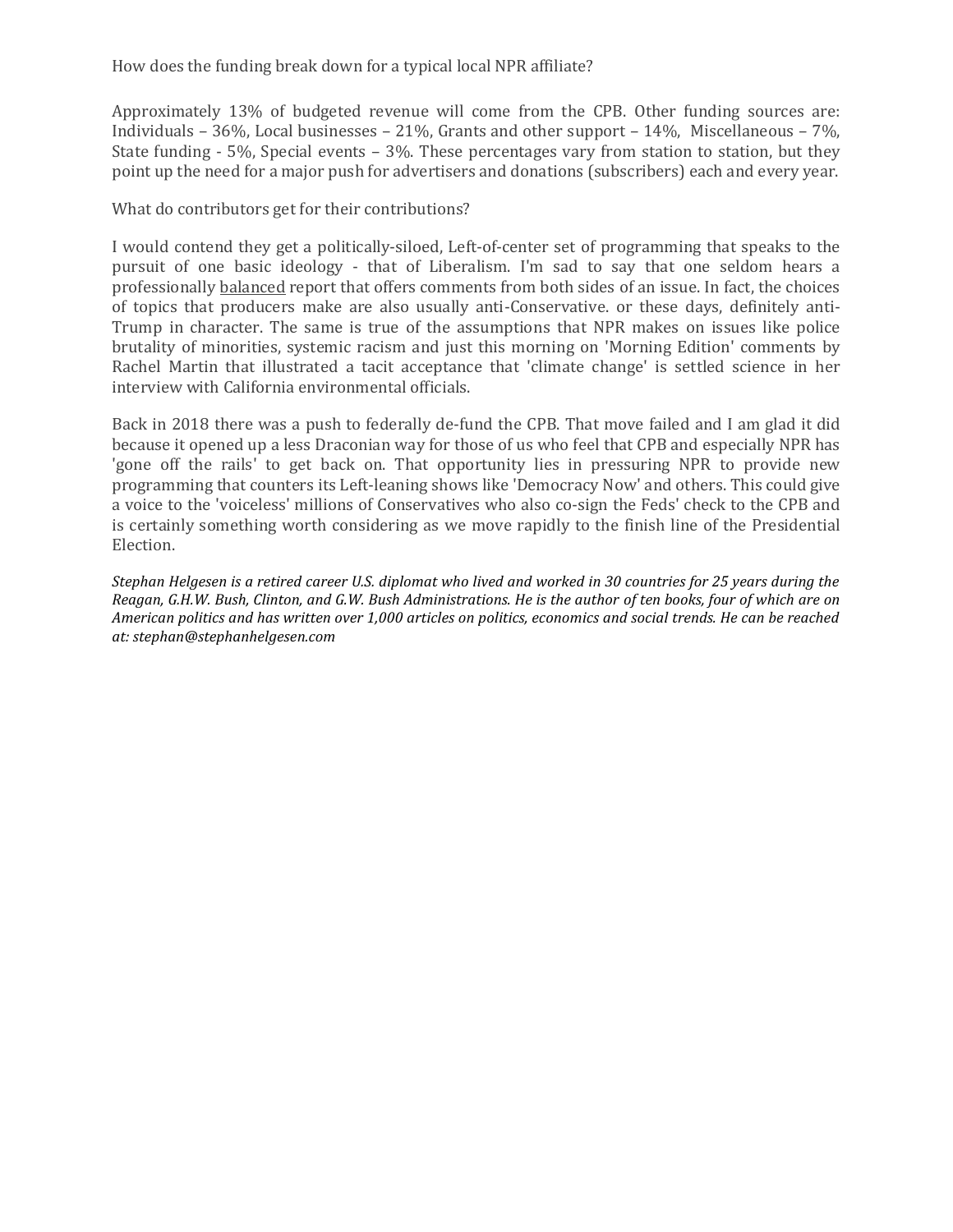How does the funding break down for a typical local NPR affiliate?

Approximately 13% of budgeted revenue will come from the CPB. Other funding sources are: Individuals – 36%, Local businesses – 21%, Grants and other support – 14%, Miscellaneous – 7%, State funding - 5%, Special events – 3%. These percentages vary from station to station, but they point up the need for a major push for advertisers and donations (subscribers) each and every year.

What do contributors get for their contributions?

I would contend they get a politically-siloed, Left-of-center set of programming that speaks to the pursuit of one basic ideology - that of Liberalism. I'm sad to say that one seldom hears a professionally <u>balanced</u> report that offers comments from both sides of an issue. In fact, the choices of topics that producers make are also usually anti-Conservative. or these days, definitely anti-Trump in character. The same is true of the assumptions that NPR makes on issues like police brutality of minorities, systemic racism and just this morning on 'Morning Edition' comments by Rachel Martin that illustrated a tacit acceptance that 'climate change' is settled science in her interview with California environmental officials.

Back in 2018 there was a push to federally de-fund the CPB. That move failed and I am glad it did because it opened up a less Draconian way for those of us who feel that CPB and especially NPR has 'gone off the rails' to get back on. That opportunity lies in pressuring NPR to provide new programming that counters its Left-leaning shows like 'Democracy Now' and others. This could give a voice to the 'voiceless' millions of Conservatives who also co-sign the Feds' check to the CPB and is certainly something worth considering as we move rapidly to the finish line of the Presidential Election.

*Stephan Helgesen is a retired career U.S. diplomat who lived and worked in 30 countries for 25 years during the Reagan, G.H.W. Bush, Clinton, and G.W. Bush Administrations. He is the author of ten books, four of which are on American politics and has written over 1,000 articles on politics, economics and social trends. He can be reached at: stephan@stephanhelgesen.com*